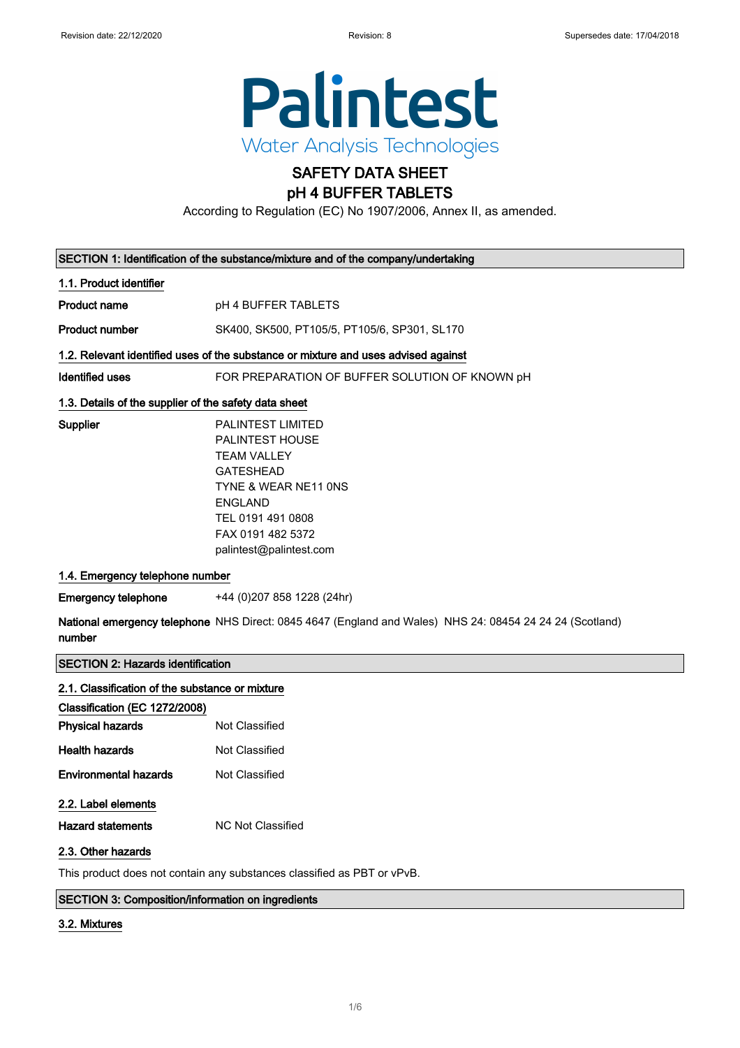Revision date: 22/12/2020 Revision: 8 Supersedes date: 17/04/2018

Palintest
Water Analysis Technologies

# SAFETY DATA SHEET
# pH 4 BUFFER TABLETS

According to Regulation (EC) No 1907/2006, Annex II, as amended.

## SECTION 1: Identification of the substance/mixture and of the company/undertaking

### 1.1. Product identifier

**Product name** pH 4 BUFFER TABLETS

**Product number** SK400, SK500, PT105/5, PT105/6, SP301, SL170

### 1.2. Relevant identified uses of the substance or mixture and uses advised against

**Identified uses** FOR PREPARATION OF BUFFER SOLUTION OF KNOWN pH

### 1.3. Details of the supplier of the safety data sheet

**Supplier**
PALINTEST LIMITED
PALINTEST HOUSE
TEAM VALLEY
GATESHEAD
TYNE & WEAR NE11 0NS
ENGLAND
TEL 0191 491 0808
FAX 0191 482 5372
palintest@palintest.com

### 1.4. Emergency telephone number

**Emergency telephone** +44 (0)207 858 1228 (24hr)

**National emergency telephone number** NHS Direct: 0845 4647 (England and Wales) NHS 24: 08454 24 24 24 (Scotland)

## SECTION 2: Hazards identification

### 2.1. Classification of the substance or mixture

**Classification (EC 1272/2008)**

**Physical hazards** Not Classified

**Health hazards** Not Classified

**Environmental hazards** Not Classified

### 2.2. Label elements

**Hazard statements** NC Not Classified

### 2.3. Other hazards

This product does not contain any substances classified as PBT or vPvB.

## SECTION 3: Composition/information on ingredients

### 3.2. Mixtures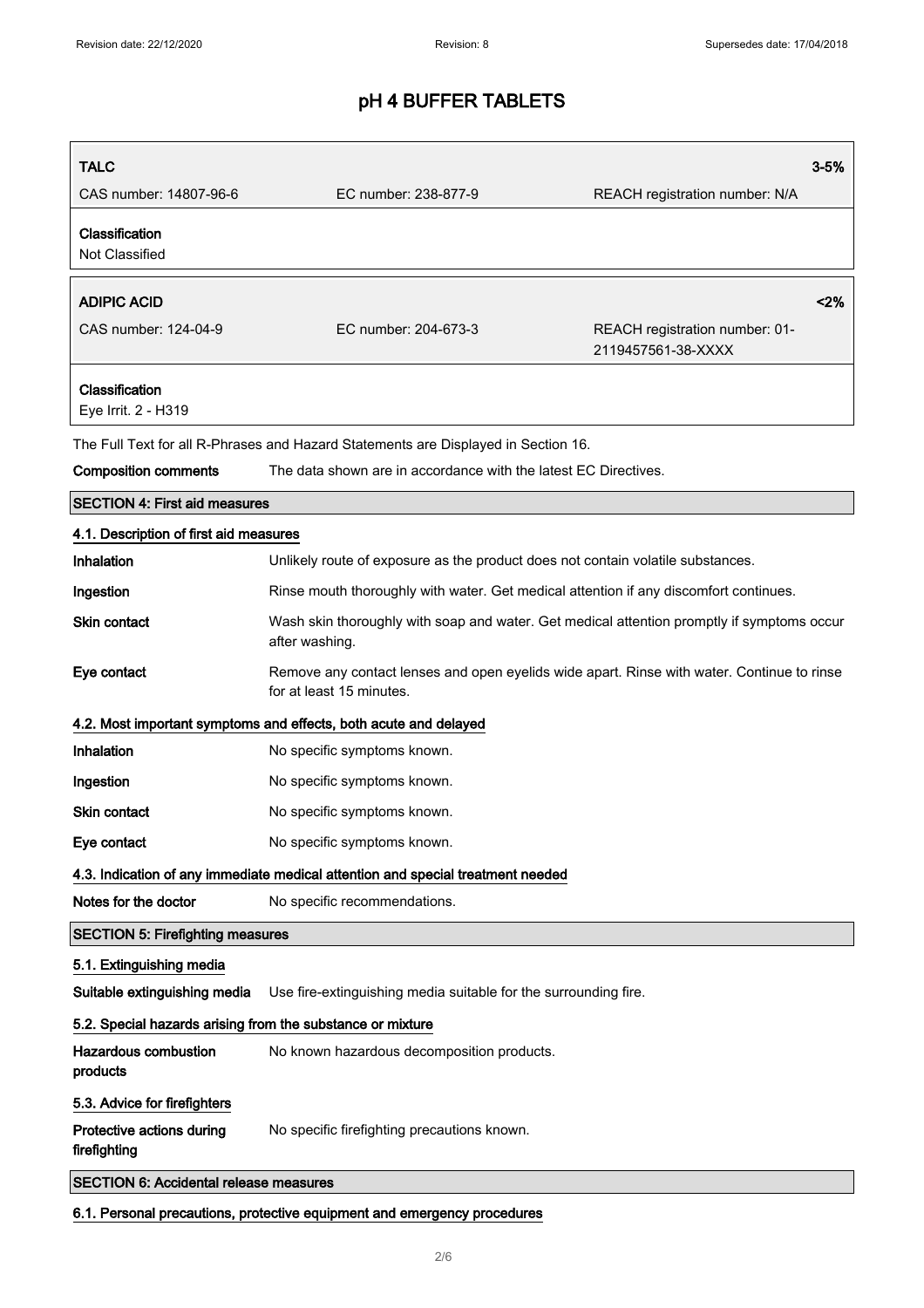# pH 4 BUFFER TABLETS

| TALC | | 3-5% |
|---|---|---|
| CAS number: 14807-96-6 | EC number: 238-877-9 | REACH registration number: N/A |

**Classification**
Not Classified

| ADIPIC ACID | | <2% |
|---|---|---|
| CAS number: 124-04-9 | EC number: 204-673-3 | REACH registration number: 01-2119457561-38-XXXX |

**Classification**
Eye Irrit. 2 - H319

The Full Text for all R-Phrases and Hazard Statements are Displayed in Section 16.

**Composition comments** The data shown are in accordance with the latest EC Directives.

## SECTION 4: First aid measures

### 4.1. Description of first aid measures

**Inhalation** Unlikely route of exposure as the product does not contain volatile substances.

**Ingestion** Rinse mouth thoroughly with water. Get medical attention if any discomfort continues.

**Skin contact** Wash skin thoroughly with soap and water. Get medical attention promptly if symptoms occur after washing.

**Eye contact** Remove any contact lenses and open eyelids wide apart. Rinse with water. Continue to rinse for at least 15 minutes.

### 4.2. Most important symptoms and effects, both acute and delayed

**Inhalation** No specific symptoms known.

**Ingestion** No specific symptoms known.

**Skin contact** No specific symptoms known.

**Eye contact** No specific symptoms known.

### 4.3. Indication of any immediate medical attention and special treatment needed

**Notes for the doctor** No specific recommendations.

## SECTION 5: Firefighting measures

### 5.1. Extinguishing media

**Suitable extinguishing media** Use fire-extinguishing media suitable for the surrounding fire.

### 5.2. Special hazards arising from the substance or mixture

**Hazardous combustion products** No known hazardous decomposition products.

### 5.3. Advice for firefighters

**Protective actions during firefighting** No specific firefighting precautions known.

## SECTION 6: Accidental release measures

### 6.1. Personal precautions, protective equipment and emergency procedures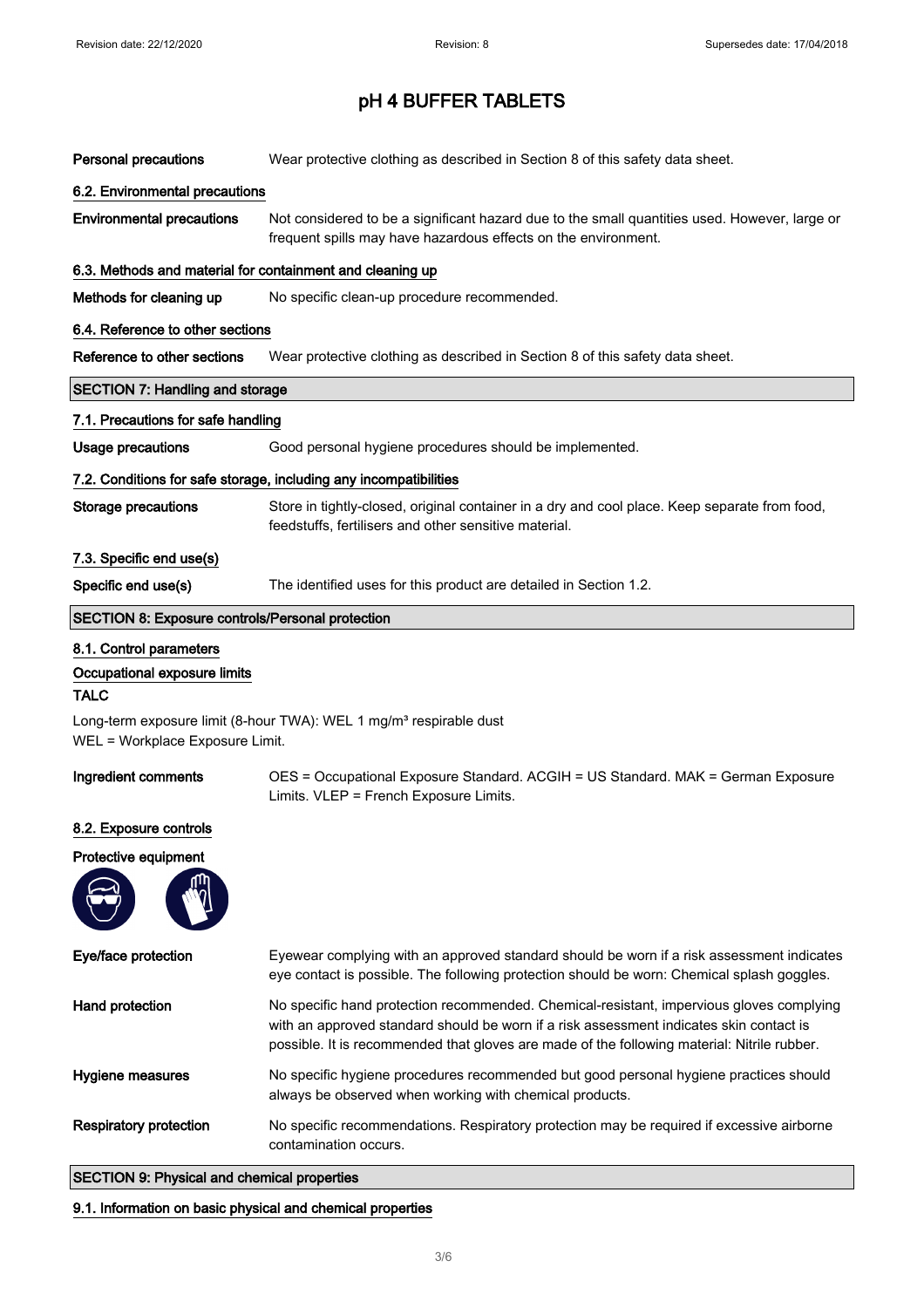# pH 4 BUFFER TABLETS

**Personal precautions** Wear protective clothing as described in Section 8 of this safety data sheet.

### 6.2. Environmental precautions

**Environmental precautions** Not considered to be a significant hazard due to the small quantities used. However, large or frequent spills may have hazardous effects on the environment.

### 6.3. Methods and material for containment and cleaning up

**Methods for cleaning up** No specific clean-up procedure recommended.

### 6.4. Reference to other sections

**Reference to other sections** Wear protective clothing as described in Section 8 of this safety data sheet.

## SECTION 7: Handling and storage

### 7.1. Precautions for safe handling

**Usage precautions** Good personal hygiene procedures should be implemented.

### 7.2. Conditions for safe storage, including any incompatibilities

**Storage precautions** Store in tightly-closed, original container in a dry and cool place. Keep separate from food, feedstuffs, fertilisers and other sensitive material.

### 7.3. Specific end use(s)

**Specific end use(s)** The identified uses for this product are detailed in Section 1.2.

## SECTION 8: Exposure controls/Personal protection

### 8.1. Control parameters

**Occupational exposure limits**

**TALC**

Long-term exposure limit (8-hour TWA): WEL 1 mg/m³ respirable dust
WEL = Workplace Exposure Limit.

**Ingredient comments** OES = Occupational Exposure Standard. ACGIH = US Standard. MAK = German Exposure Limits. VLEP = French Exposure Limits.

### 8.2. Exposure controls

**Protective equipment**

**Eye/face protection** Eyewear complying with an approved standard should be worn if a risk assessment indicates eye contact is possible. The following protection should be worn: Chemical splash goggles.

**Hand protection** No specific hand protection recommended. Chemical-resistant, impervious gloves complying with an approved standard should be worn if a risk assessment indicates skin contact is possible. It is recommended that gloves are made of the following material: Nitrile rubber.

**Hygiene measures** No specific hygiene procedures recommended but good personal hygiene practices should always be observed when working with chemical products.

**Respiratory protection** No specific recommendations. Respiratory protection may be required if excessive airborne contamination occurs.

## SECTION 9: Physical and chemical properties

### 9.1. Information on basic physical and chemical properties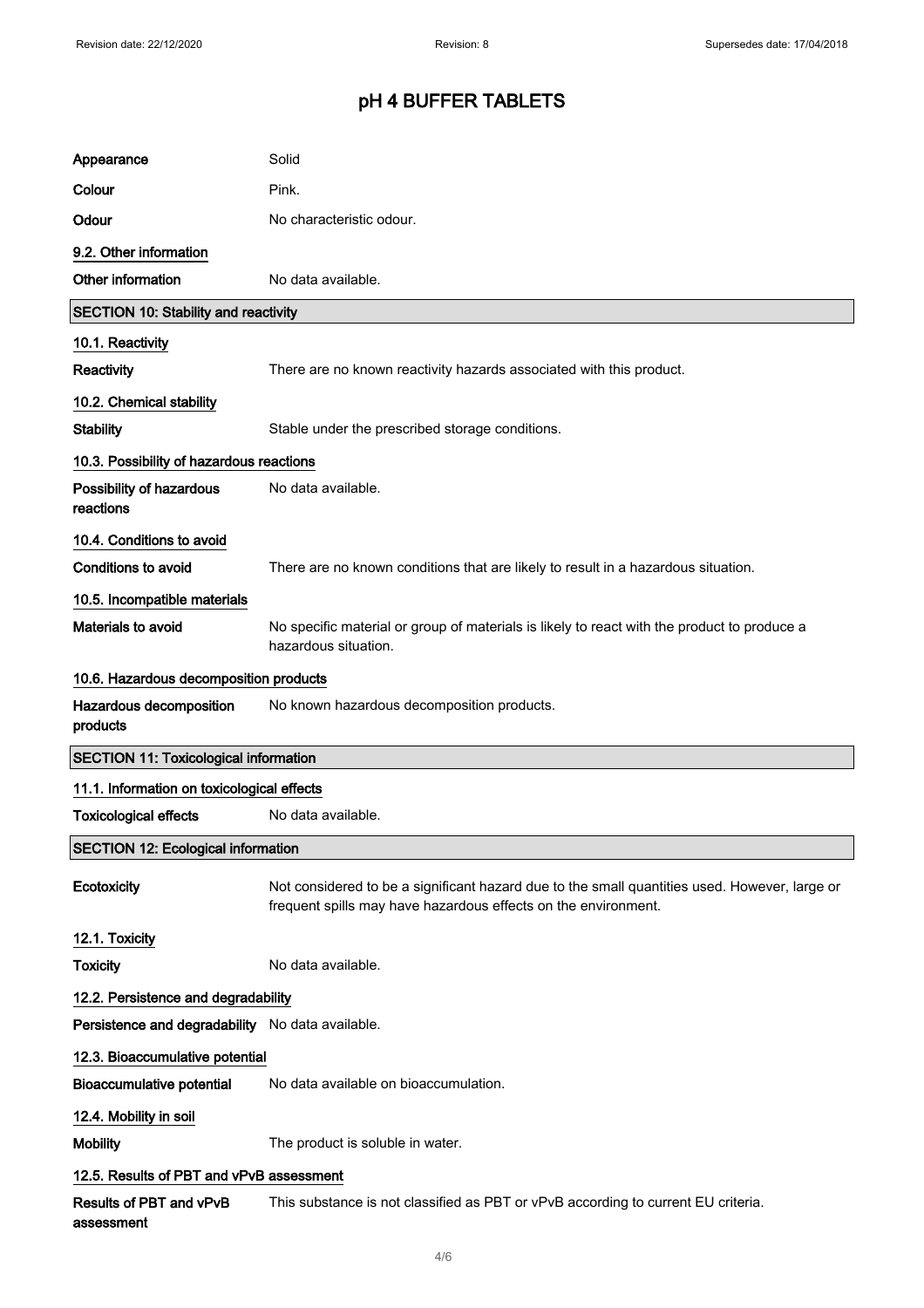| | |
|---|---|
| **Appearance** | Solid |
| **Colour** | Pink. |
| **Odour** | No characteristic odour. |

### 9.2. Other information

| | |
|---|---|
| **Other information** | No data available. |

## SECTION 10: Stability and reactivity

### 10.1. Reactivity

**Reactivity** There are no known reactivity hazards associated with this product.

### 10.2. Chemical stability

**Stability** Stable under the prescribed storage conditions.

### 10.3. Possibility of hazardous reactions

**Possibility of hazardous reactions** No data available.

### 10.4. Conditions to avoid

**Conditions to avoid** There are no known conditions that are likely to result in a hazardous situation.

### 10.5. Incompatible materials

**Materials to avoid** No specific material or group of materials is likely to react with the product to produce a hazardous situation.

### 10.6. Hazardous decomposition products

**Hazardous decomposition products** No known hazardous decomposition products.

## SECTION 11: Toxicological information

### 11.1. Information on toxicological effects

**Toxicological effects** No data available.

## SECTION 12: Ecological information

**Ecotoxicity** Not considered to be a significant hazard due to the small quantities used. However, large or frequent spills may have hazardous effects on the environment.

### 12.1. Toxicity

**Toxicity** No data available.

### 12.2. Persistence and degradability

**Persistence and degradability** No data available.

### 12.3. Bioaccumulative potential

**Bioaccumulative potential** No data available on bioaccumulation.

### 12.4. Mobility in soil

**Mobility** The product is soluble in water.

### 12.5. Results of PBT and vPvB assessment

**Results of PBT and vPvB assessment** This substance is not classified as PBT or vPvB according to current EU criteria.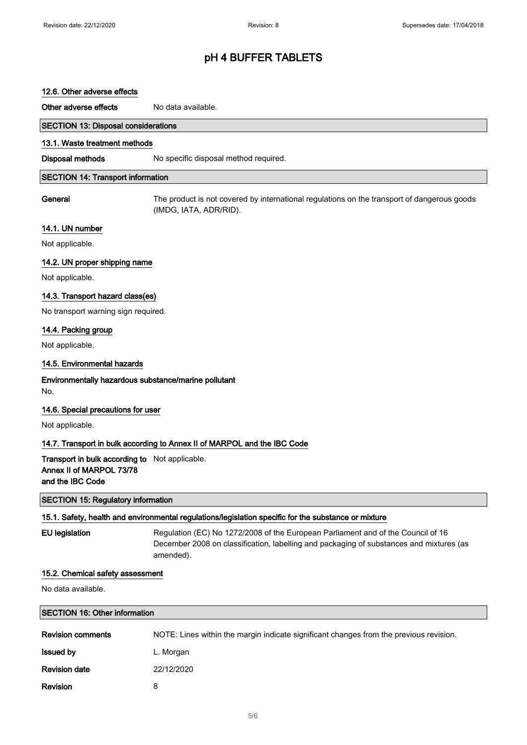# pH 4 BUFFER TABLETS

### 12.6. Other adverse effects

**Other adverse effects** No data available.

## SECTION 13: Disposal considerations

### 13.1. Waste treatment methods

**Disposal methods** No specific disposal method required.

## SECTION 14: Transport information

**General** The product is not covered by international regulations on the transport of dangerous goods (IMDG, IATA, ADR/RID).

### 14.1. UN number

Not applicable.

### 14.2. UN proper shipping name

Not applicable.

### 14.3. Transport hazard class(es)

No transport warning sign required.

### 14.4. Packing group

Not applicable.

### 14.5. Environmental hazards

**Environmentally hazardous substance/marine pollutant**

No.

### 14.6. Special precautions for user

Not applicable.

### 14.7. Transport in bulk according to Annex II of MARPOL and the IBC Code

**Transport in bulk according to Annex II of MARPOL 73/78 and the IBC Code** Not applicable.

## SECTION 15: Regulatory information

### 15.1. Safety, health and environmental regulations/legislation specific for the substance or mixture

**EU legislation** Regulation (EC) No 1272/2008 of the European Parliament and of the Council of 16 December 2008 on classification, labelling and packaging of substances and mixtures (as amended).

### 15.2. Chemical safety assessment

No data available.

## SECTION 16: Other information

**Revision comments** NOTE: Lines within the margin indicate significant changes from the previous revision.

**Issued by** L. Morgan

**Revision date** 22/12/2020

**Revision** 8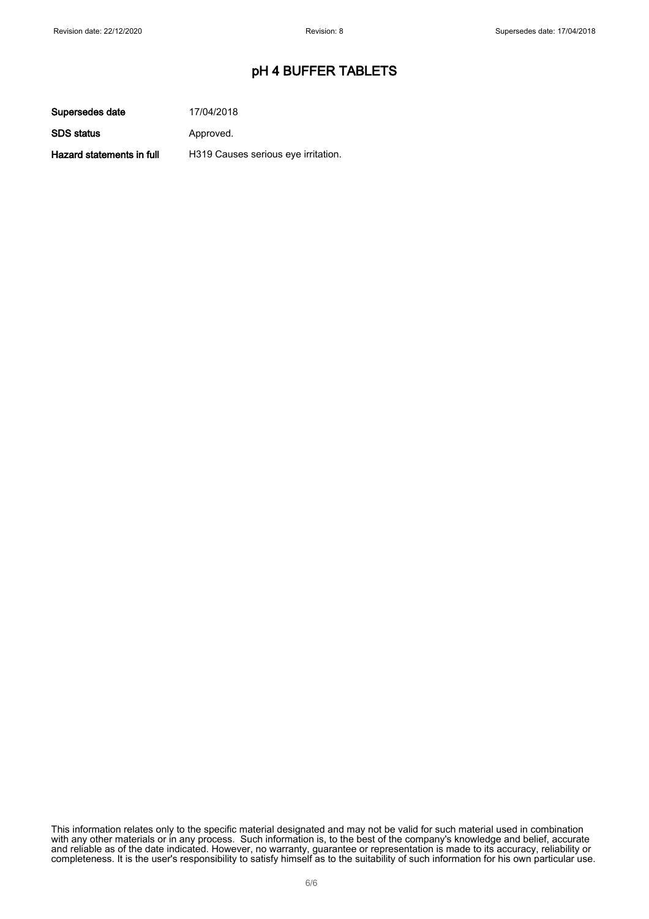# pH 4 BUFFER TABLETS

| | |
|---|---|
| **Supersedes date** | 17/04/2018 |
| **SDS status** | Approved. |
| **Hazard statements in full** | H319 Causes serious eye irritation. |

This information relates only to the specific material designated and may not be valid for such material used in combination with any other materials or in any process. Such information is, to the best of the company's knowledge and belief, accurate and reliable as of the date indicated. However, no warranty, guarantee or representation is made to its accuracy, reliability or completeness. It is the user's responsibility to satisfy himself as to the suitability of such information for his own particular use.